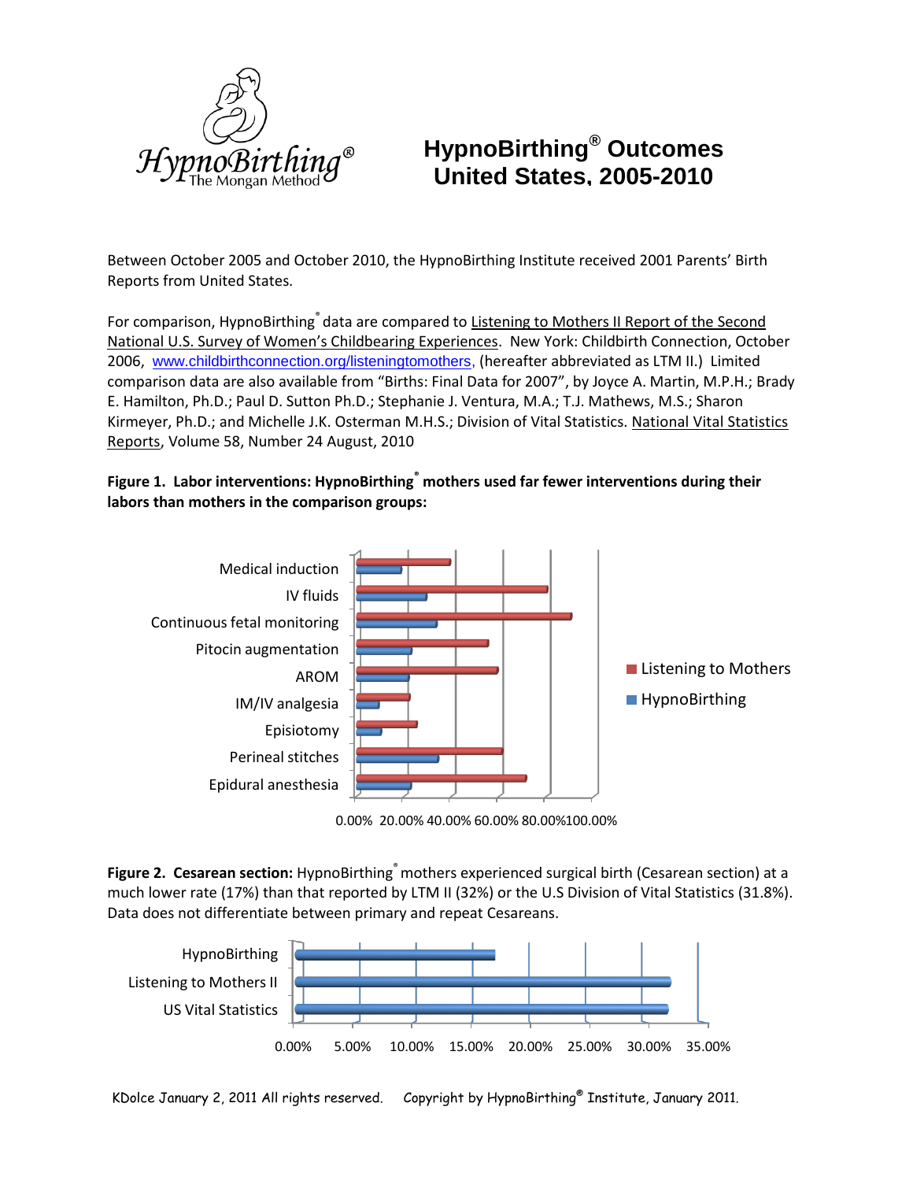HypnoBirthing®

The Mongan Method

# HypnoBirthing® Outcomes United States, 2005-2010

Between October 2005 and October 2010, the HypnoBirthing Institute received 2001 Parents' Birth Reports from United States.

For comparison, HypnoBirthing® data are compared to Listening to Mothers II Report of the Second National U.S. Survey of Women's Childbearing Experiences. New York: Childbirth Connection, October 2006, www.childbirthconnection.org/listeningtomothers, (hereafter abbreviated as LTM II.) Limited comparison data are also available from "Births: Final Data for 2007", by Joyce A. Martin, M.P.H.; Brady E. Hamilton, Ph.D.; Paul D. Sutton Ph.D.; Stephanie J. Ventura, M.A.; T.J. Mathews, M.S.; Sharon Kirmeyer, Ph.D.; and Michelle J.K. Osterman M.H.S.; Division of Vital Statistics. National Vital Statistics Reports, Volume 58, Number 24 August, 2010

**Figure 1. Labor interventions: HypnoBirthing® mothers used far fewer interventions during their labors than mothers in the comparison groups:**

Medical induction
IV fluids
Continuous fetal monitoring
Pitocin augmentation
AROM
IM/IV analgesia
Episiotomy
Perineal stitches
Epidural anesthesia

0.00% 20.00% 40.00% 60.00% 80.00% 100.00%

Listening to Mothers
HypnoBirthing

**Figure 2. Cesarean section:** HypnoBirthing® mothers experienced surgical birth (Cesarean section) at a much lower rate (17%) than that reported by LTM II (32%) or the U.S Division of Vital Statistics (31.8%). Data does not differentiate between primary and repeat Cesareans.

HypnoBirthing
Listening to Mothers II
US Vital Statistics

0.00% 5.00% 10.00% 15.00% 20.00% 25.00% 30.00% 35.00%

KDolce January 2, 2011 All rights reserved. Copyright by HypnoBirthing® Institute, January 2011.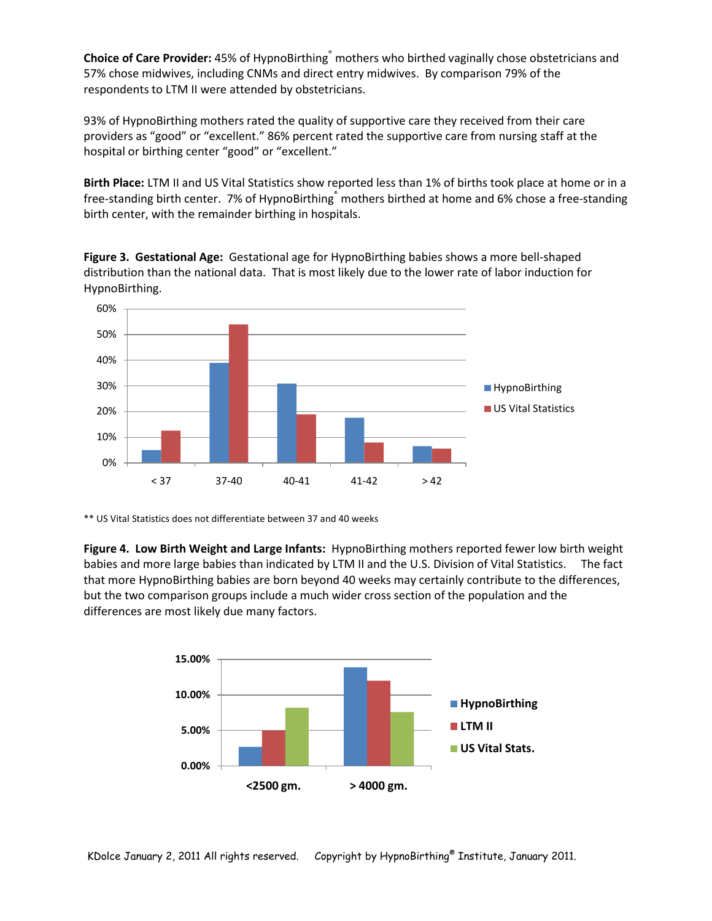**Choice of Care Provider:** 45% of HypnoBirthing® mothers who birthed vaginally chose obstetricians and 57% chose midwives, including CNMs and direct entry midwives. By comparison 79% of the respondents to LTM II were attended by obstetricians.

93% of HypnoBirthing mothers rated the quality of supportive care they received from their care providers as "good" or "excellent." 86% percent rated the supportive care from nursing staff at the hospital or birthing center "good" or "excellent."

**Birth Place:** LTM II and US Vital Statistics show reported less than 1% of births took place at home or in a free-standing birth center. 7% of HypnoBirthing® mothers birthed at home and 6% chose a free-standing birth center, with the remainder birthing in hospitals.

**Figure 3. Gestational Age:** Gestational age for HypnoBirthing babies shows a more bell-shaped distribution than the national data. That is most likely due to the lower rate of labor induction for HypnoBirthing.

60%
50%
40%
30%
20%
10%
0%

< 37
37-40
40-41
41-42
> 42

HypnoBirthing
US Vital Statistics

** US Vital Statistics does not differentiate between 37 and 40 weeks

**Figure 4. Low Birth Weight and Large Infants:** HypnoBirthing mothers reported fewer low birth weight babies and more large babies than indicated by LTM II and the U.S. Division of Vital Statistics. The fact that more HypnoBirthing babies are born beyond 40 weeks may certainly contribute to the differences, but the two comparison groups include a much wider cross section of the population and the differences are most likely due many factors.

15.00%
10.00%
5.00%
0.00%

<2500 gm.
> 4000 gm.

HypnoBirthing
LTM II
US Vital Stats.

KDolce January 2, 2011 All rights reserved. Copyright by HypnoBirthing® Institute, January 2011.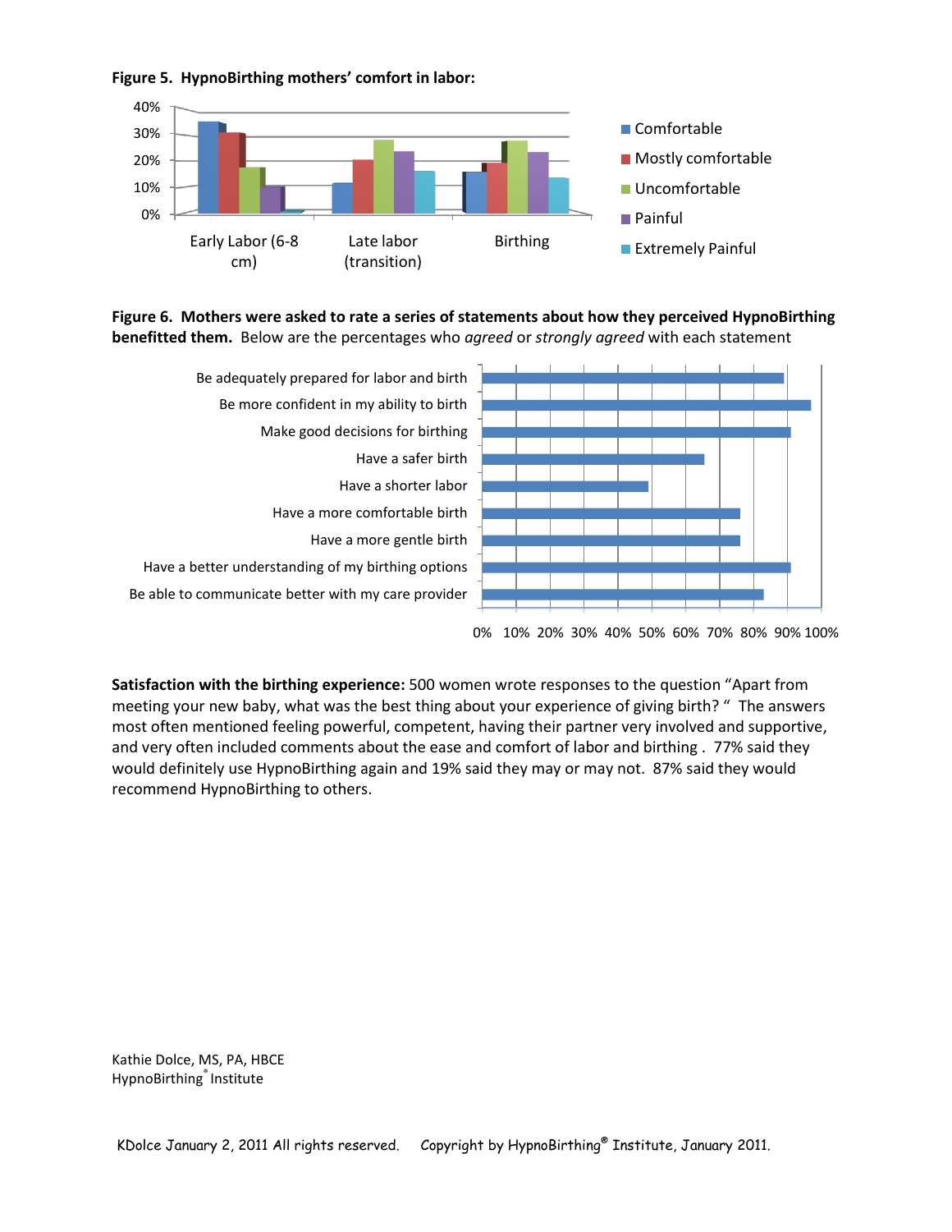**Figure 5. HypnoBirthing mothers' comfort in labor:**

40%
30%
20%
10%
0%

Early Labor (6-8 cm)
Late labor (transition)
Birthing

Comfortable
Mostly comfortable
Uncomfortable
Painful
Extremely Painful

**Figure 6. Mothers were asked to rate a series of statements about how they perceived HypnoBirthing benefitted them.** Below are the percentages who *agreed* or *strongly agreed* with each statement

Be adequately prepared for labor and birth
Be more confident in my ability to birth
Make good decisions for birthing
Have a safer birth
Have a shorter labor
Have a more comfortable birth
Have a more gentle birth
Have a better understanding of my birthing options
Be able to communicate better with my care provider

0% 10% 20% 30% 40% 50% 60% 70% 80% 90% 100%

**Satisfaction with the birthing experience:** 500 women wrote responses to the question "Apart from meeting your new baby, what was the best thing about your experience of giving birth? " The answers most often mentioned feeling powerful, competent, having their partner very involved and supportive, and very often included comments about the ease and comfort of labor and birthing . 77% said they would definitely use HypnoBirthing again and 19% said they may or may not. 87% said they would recommend HypnoBirthing to others.

Kathie Dolce, MS, PA, HBCE
HypnoBirthing® Institute

KDolce January 2, 2011 All rights reserved. Copyright by HypnoBirthing® Institute, January 2011.